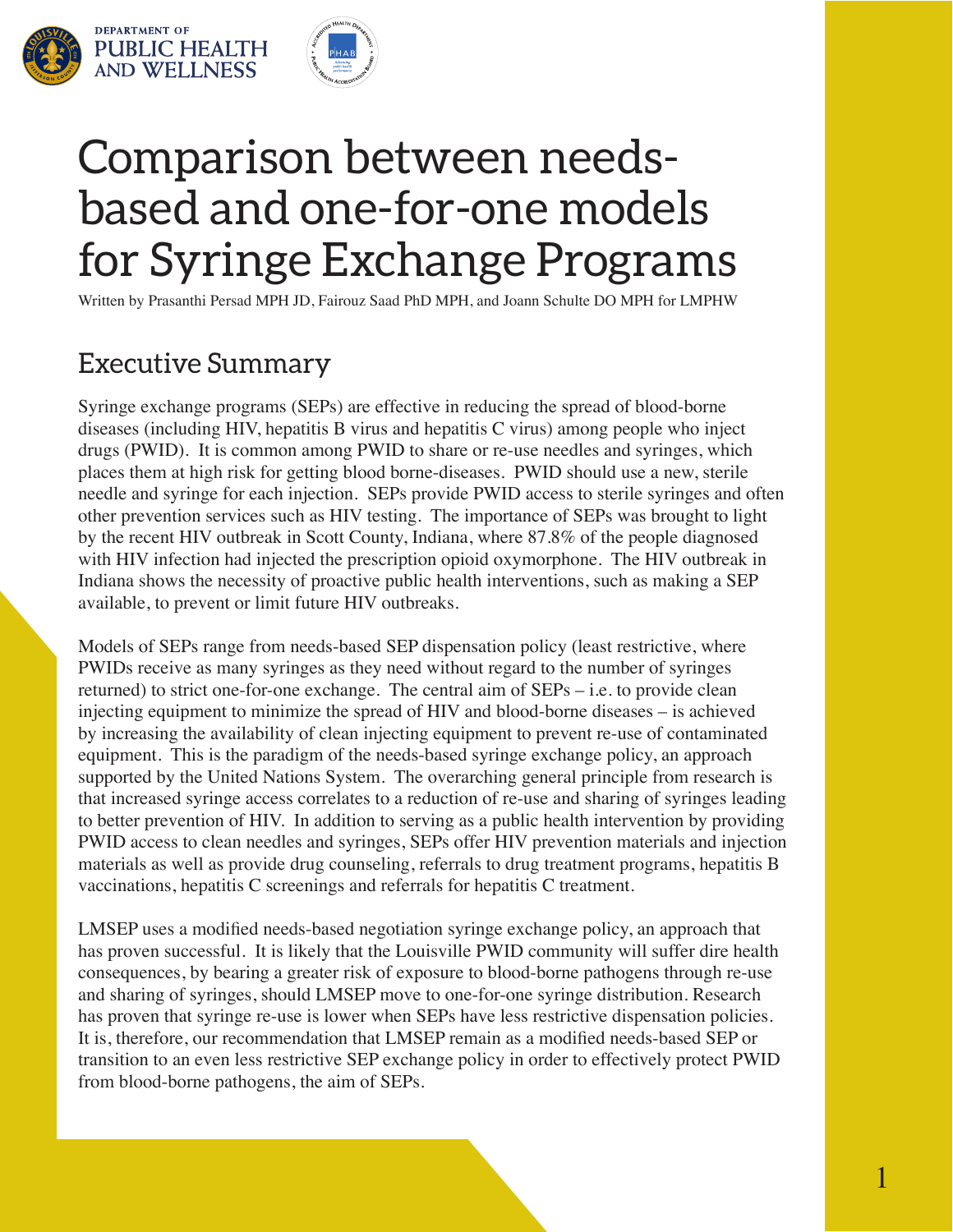DEPARTMENT OF PUBLIC HEALTH AND WELLNESS

# Comparison between needs-based and one-for-one models for Syringe Exchange Programs

Written by Prasanthi Persad MPH JD, Fairouz Saad PhD MPH, and Joann Schulte DO MPH for LMPHW

## Executive Summary

Syringe exchange programs (SEPs) are effective in reducing the spread of blood-borne diseases (including HIV, hepatitis B virus and hepatitis C virus) among people who inject drugs (PWID). It is common among PWID to share or re-use needles and syringes, which places them at high risk for getting blood borne-diseases. PWID should use a new, sterile needle and syringe for each injection. SEPs provide PWID access to sterile syringes and often other prevention services such as HIV testing. The importance of SEPs was brought to light by the recent HIV outbreak in Scott County, Indiana, where 87.8% of the people diagnosed with HIV infection had injected the prescription opioid oxymorphone. The HIV outbreak in Indiana shows the necessity of proactive public health interventions, such as making a SEP available, to prevent or limit future HIV outbreaks.

Models of SEPs range from needs-based SEP dispensation policy (least restrictive, where PWIDs receive as many syringes as they need without regard to the number of syringes returned) to strict one-for-one exchange. The central aim of SEPs – i.e. to provide clean injecting equipment to minimize the spread of HIV and blood-borne diseases – is achieved by increasing the availability of clean injecting equipment to prevent re-use of contaminated equipment. This is the paradigm of the needs-based syringe exchange policy, an approach supported by the United Nations System. The overarching general principle from research is that increased syringe access correlates to a reduction of re-use and sharing of syringes leading to better prevention of HIV. In addition to serving as a public health intervention by providing PWID access to clean needles and syringes, SEPs offer HIV prevention materials and injection materials as well as provide drug counseling, referrals to drug treatment programs, hepatitis B vaccinations, hepatitis C screenings and referrals for hepatitis C treatment.

LMSEP uses a modified needs-based negotiation syringe exchange policy, an approach that has proven successful. It is likely that the Louisville PWID community will suffer dire health consequences, by bearing a greater risk of exposure to blood-borne pathogens through re-use and sharing of syringes, should LMSEP move to one-for-one syringe distribution. Research has proven that syringe re-use is lower when SEPs have less restrictive dispensation policies. It is, therefore, our recommendation that LMSEP remain as a modified needs-based SEP or transition to an even less restrictive SEP exchange policy in order to effectively protect PWID from blood-borne pathogens, the aim of SEPs.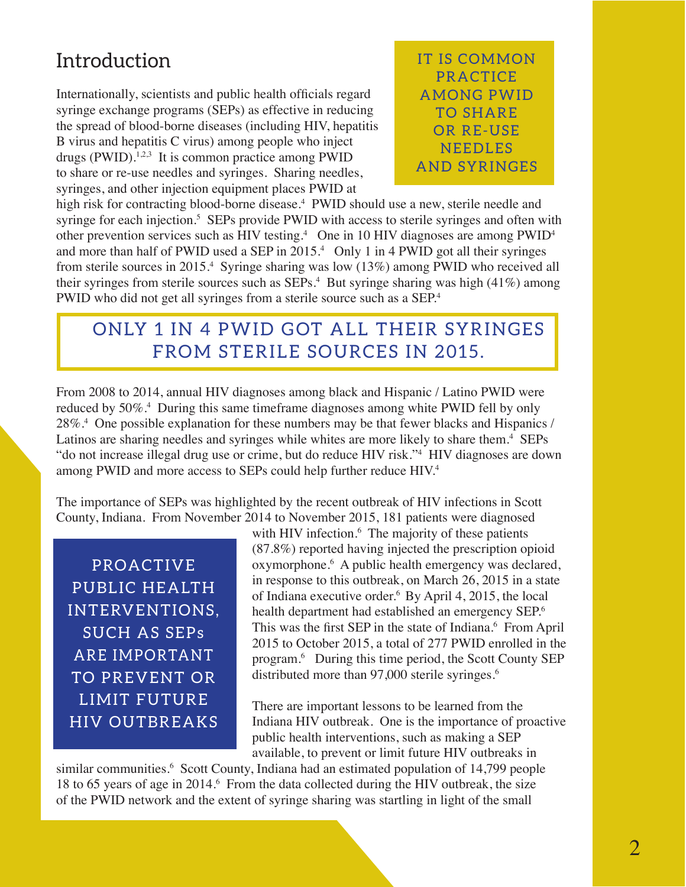## Introduction

Internationally, scientists and public health officials regard syringe exchange programs (SEPs) as effective in reducing the spread of blood-borne diseases (including HIV, hepatitis B virus and hepatitis C virus) among people who inject drugs (PWID).[1,2,3] It is common practice among PWID to share or re-use needles and syringes. Sharing needles, syringes, and other injection equipment places PWID at high risk for contracting blood-borne disease.[4] PWID should use a new, sterile needle and syringe for each injection.[5] SEPs provide PWID with access to sterile syringes and often with other prevention services such as HIV testing.[4] One in 10 HIV diagnoses are among PWID[4] and more than half of PWID used a SEP in 2015.[4] Only 1 in 4 PWID got all their syringes from sterile sources in 2015.[4] Syringe sharing was low (13%) among PWID who received all their syringes from sterile sources such as SEPs.[4] But syringe sharing was high (41%) among PWID who did not get all syringes from a sterile source such as a SEP.[4]

> IT IS COMMON PRACTICE AMONG PWID TO SHARE OR RE-USE NEEDLES AND SYRINGES

> ONLY 1 IN 4 PWID GOT ALL THEIR SYRINGES FROM STERILE SOURCES IN 2015.

From 2008 to 2014, annual HIV diagnoses among black and Hispanic / Latino PWID were reduced by 50%.[4] During this same timeframe diagnoses among white PWID fell by only 28%.[4] One possible explanation for these numbers may be that fewer blacks and Hispanics / Latinos are sharing needles and syringes while whites are more likely to share them.[4] SEPs "do not increase illegal drug use or crime, but do reduce HIV risk."[4] HIV diagnoses are down among PWID and more access to SEPs could help further reduce HIV.[4]

The importance of SEPs was highlighted by the recent outbreak of HIV infections in Scott County, Indiana. From November 2014 to November 2015, 181 patients were diagnosed with HIV infection.[6] The majority of these patients (87.8%) reported having injected the prescription opioid oxymorphone.[6] A public health emergency was declared, in response to this outbreak, on March 26, 2015 in a state of Indiana executive order.[6] By April 4, 2015, the local health department had established an emergency SEP.[6] This was the first SEP in the state of Indiana.[6] From April 2015 to October 2015, a total of 277 PWID enrolled in the program.[6] During this time period, the Scott County SEP distributed more than 97,000 sterile syringes.[6]

> PROACTIVE PUBLIC HEALTH INTERVENTIONS, SUCH AS SEPs ARE IMPORTANT TO PREVENT OR LIMIT FUTURE HIV OUTBREAKS

There are important lessons to be learned from the Indiana HIV outbreak. One is the importance of proactive public health interventions, such as making a SEP available, to prevent or limit future HIV outbreaks in similar communities.[6] Scott County, Indiana had an estimated population of 14,799 people 18 to 65 years of age in 2014.[6] From the data collected during the HIV outbreak, the size of the PWID network and the extent of syringe sharing was startling in light of the small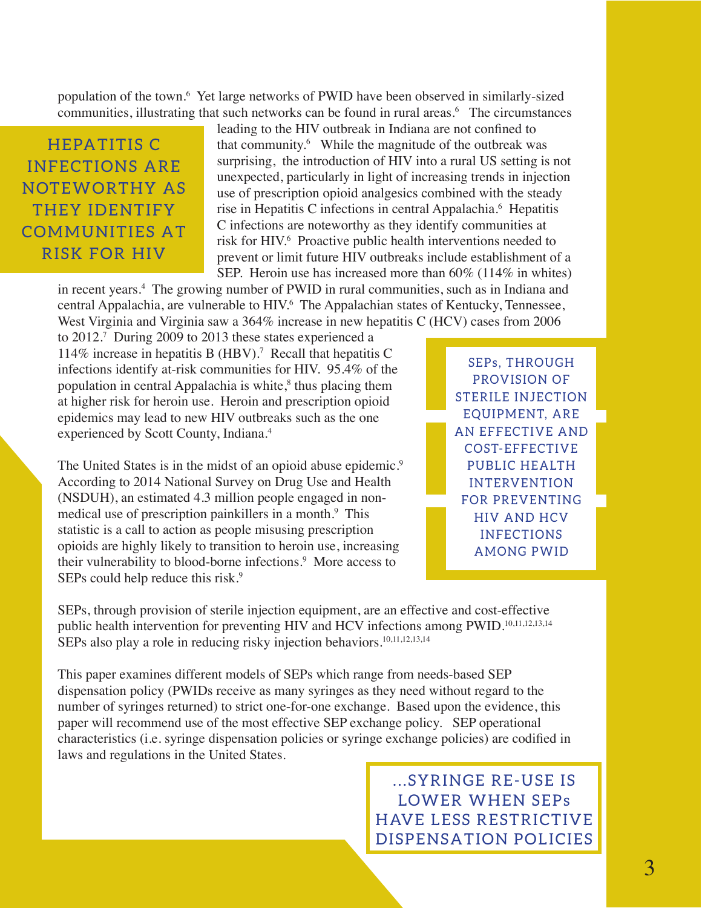population of the town.[6] Yet large networks of PWID have been observed in similarly-sized communities, illustrating that such networks can be found in rural areas.[6] The circumstances leading to the HIV outbreak in Indiana are not confined to that community.[6] While the magnitude of the outbreak was surprising, the introduction of HIV into a rural US setting is not unexpected, particularly in light of increasing trends in injection use of prescription opioid analgesics combined with the steady rise in Hepatitis C infections in central Appalachia.[6] Hepatitis C infections are noteworthy as they identify communities at risk for HIV.[6] Proactive public health interventions needed to prevent or limit future HIV outbreaks include establishment of a SEP. Heroin use has increased more than 60% (114% in whites) in recent years.[4] The growing number of PWID in rural communities, such as in Indiana and central Appalachia, are vulnerable to HIV.[6] The Appalachian states of Kentucky, Tennessee, West Virginia and Virginia saw a 364% increase in new hepatitis C (HCV) cases from 2006 to 2012.[7] During 2009 to 2013 these states experienced a 114% increase in hepatitis B (HBV).[7] Recall that hepatitis C infections identify at-risk communities for HIV. 95.4% of the population in central Appalachia is white,[8] thus placing them at higher risk for heroin use. Heroin and prescription opioid epidemics may lead to new HIV outbreaks such as the one experienced by Scott County, Indiana.[4]

> HEPATITIS C INFECTIONS ARE NOTEWORTHY AS THEY IDENTIFY COMMUNITIES AT RISK FOR HIV

The United States is in the midst of an opioid abuse epidemic.[9] According to 2014 National Survey on Drug Use and Health (NSDUH), an estimated 4.3 million people engaged in non-medical use of prescription painkillers in a month.[9] This statistic is a call to action as people misusing prescription opioids are highly likely to transition to heroin use, increasing their vulnerability to blood-borne infections.[9] More access to SEPs could help reduce this risk.[9]

> SEPs, THROUGH PROVISION OF STERILE INJECTION EQUIPMENT, ARE AN EFFECTIVE AND COST-EFFECTIVE PUBLIC HEALTH INTERVENTION FOR PREVENTING HIV AND HCV INFECTIONS AMONG PWID

SEPs, through provision of sterile injection equipment, are an effective and cost-effective public health intervention for preventing HIV and HCV infections among PWID.[10,11,12,13,14] SEPs also play a role in reducing risky injection behaviors.[10,11,12,13,14]

This paper examines different models of SEPs which range from needs-based SEP dispensation policy (PWIDs receive as many syringes as they need without regard to the number of syringes returned) to strict one-for-one exchange. Based upon the evidence, this paper will recommend use of the most effective SEP exchange policy. SEP operational characteristics (i.e. syringe dispensation policies or syringe exchange policies) are codified in laws and regulations in the United States.

> ...SYRINGE RE-USE IS LOWER WHEN SEPs HAVE LESS RESTRICTIVE DISPENSATION POLICIES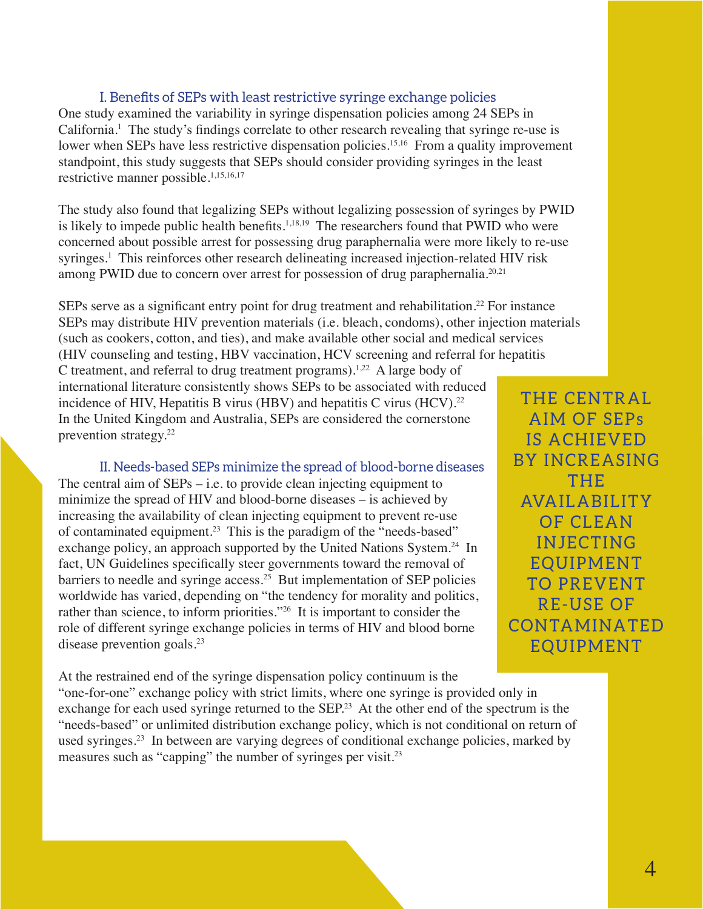### I. Benefits of SEPs with least restrictive syringe exchange policies

One study examined the variability in syringe dispensation policies among 24 SEPs in California.[1] The study's findings correlate to other research revealing that syringe re-use is lower when SEPs have less restrictive dispensation policies.[15,16] From a quality improvement standpoint, this study suggests that SEPs should consider providing syringes in the least restrictive manner possible.[1,15,16,17]

The study also found that legalizing SEPs without legalizing possession of syringes by PWID is likely to impede public health benefits.[1,18,19] The researchers found that PWID who were concerned about possible arrest for possessing drug paraphernalia were more likely to re-use syringes.[1] This reinforces other research delineating increased injection-related HIV risk among PWID due to concern over arrest for possession of drug paraphernalia.[20,21]

SEPs serve as a significant entry point for drug treatment and rehabilitation.[22] For instance SEPs may distribute HIV prevention materials (i.e. bleach, condoms), other injection materials (such as cookers, cotton, and ties), and make available other social and medical services (HIV counseling and testing, HBV vaccination, HCV screening and referral for hepatitis C treatment, and referral to drug treatment programs).[1,22] A large body of international literature consistently shows SEPs to be associated with reduced incidence of HIV, Hepatitis B virus (HBV) and hepatitis C virus (HCV).[22] In the United Kingdom and Australia, SEPs are considered the cornerstone prevention strategy.[22]

### II. Needs-based SEPs minimize the spread of blood-borne diseases

The central aim of SEPs – i.e. to provide clean injecting equipment to minimize the spread of HIV and blood-borne diseases – is achieved by increasing the availability of clean injecting equipment to prevent re-use of contaminated equipment.[23] This is the paradigm of the "needs-based" exchange policy, an approach supported by the United Nations System.[24] In fact, UN Guidelines specifically steer governments toward the removal of barriers to needle and syringe access.[25] But implementation of SEP policies worldwide has varied, depending on "the tendency for morality and politics, rather than science, to inform priorities."[26] It is important to consider the role of different syringe exchange policies in terms of HIV and blood borne disease prevention goals.[23]

> THE CENTRAL AIM OF SEPs IS ACHIEVED BY INCREASING THE AVAILABILITY OF CLEAN INJECTING EQUIPMENT TO PREVENT RE-USE OF CONTAMINATED EQUIPMENT

At the restrained end of the syringe dispensation policy continuum is the "one-for-one" exchange policy with strict limits, where one syringe is provided only in exchange for each used syringe returned to the SEP.[23] At the other end of the spectrum is the "needs-based" or unlimited distribution exchange policy, which is not conditional on return of used syringes.[23] In between are varying degrees of conditional exchange policies, marked by measures such as "capping" the number of syringes per visit.[23]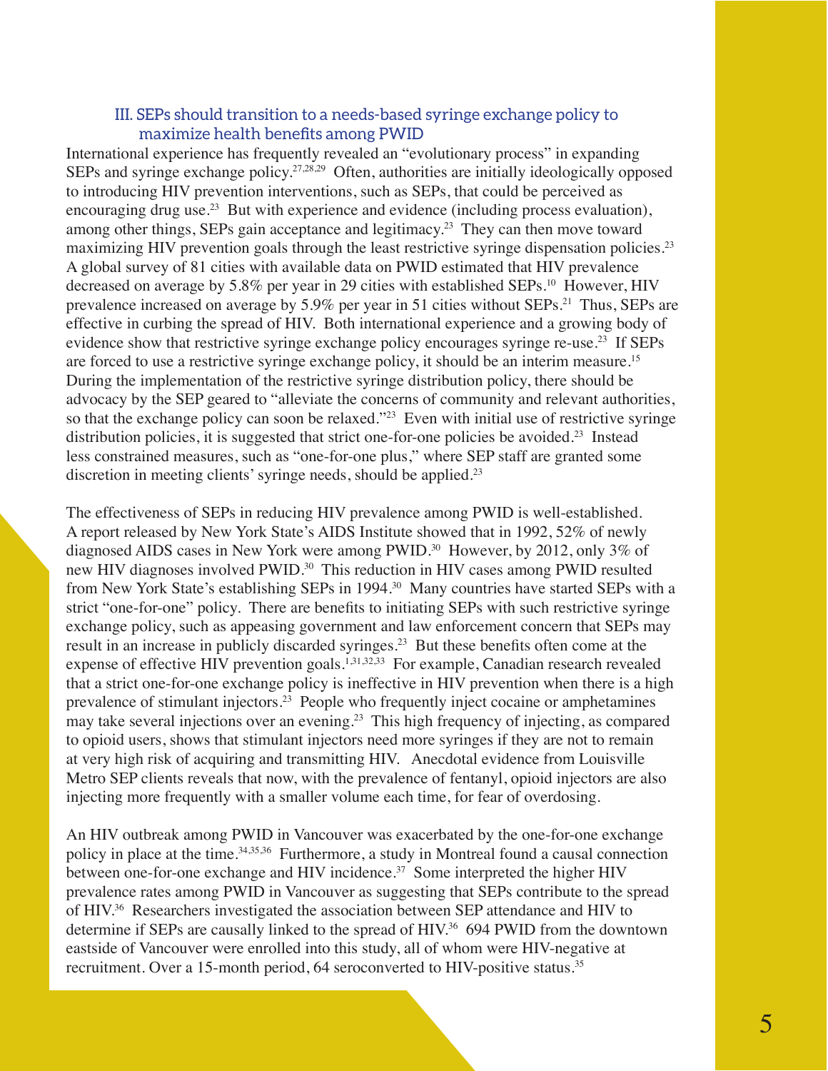### III. SEPs should transition to a needs-based syringe exchange policy to maximize health benefits among PWID

International experience has frequently revealed an "evolutionary process" in expanding SEPs and syringe exchange policy.[27,28,29] Often, authorities are initially ideologically opposed to introducing HIV prevention interventions, such as SEPs, that could be perceived as encouraging drug use.[23] But with experience and evidence (including process evaluation), among other things, SEPs gain acceptance and legitimacy.[23] They can then move toward maximizing HIV prevention goals through the least restrictive syringe dispensation policies.[23] A global survey of 81 cities with available data on PWID estimated that HIV prevalence decreased on average by 5.8% per year in 29 cities with established SEPs.[10] However, HIV prevalence increased on average by 5.9% per year in 51 cities without SEPs.[21] Thus, SEPs are effective in curbing the spread of HIV. Both international experience and a growing body of evidence show that restrictive syringe exchange policy encourages syringe re-use.[23] If SEPs are forced to use a restrictive syringe exchange policy, it should be an interim measure.[15] During the implementation of the restrictive syringe distribution policy, there should be advocacy by the SEP geared to "alleviate the concerns of community and relevant authorities, so that the exchange policy can soon be relaxed."[23] Even with initial use of restrictive syringe distribution policies, it is suggested that strict one-for-one policies be avoided.[23] Instead less constrained measures, such as "one-for-one plus," where SEP staff are granted some discretion in meeting clients' syringe needs, should be applied.[23]

The effectiveness of SEPs in reducing HIV prevalence among PWID is well-established. A report released by New York State's AIDS Institute showed that in 1992, 52% of newly diagnosed AIDS cases in New York were among PWID.[30] However, by 2012, only 3% of new HIV diagnoses involved PWID.[30] This reduction in HIV cases among PWID resulted from New York State's establishing SEPs in 1994.[30] Many countries have started SEPs with a strict "one-for-one" policy. There are benefits to initiating SEPs with such restrictive syringe exchange policy, such as appeasing government and law enforcement concern that SEPs may result in an increase in publicly discarded syringes.[23] But these benefits often come at the expense of effective HIV prevention goals.[1,31,32,33] For example, Canadian research revealed that a strict one-for-one exchange policy is ineffective in HIV prevention when there is a high prevalence of stimulant injectors.[23] People who frequently inject cocaine or amphetamines may take several injections over an evening.[23] This high frequency of injecting, as compared to opioid users, shows that stimulant injectors need more syringes if they are not to remain at very high risk of acquiring and transmitting HIV. Anecdotal evidence from Louisville Metro SEP clients reveals that now, with the prevalence of fentanyl, opioid injectors are also injecting more frequently with a smaller volume each time, for fear of overdosing.

An HIV outbreak among PWID in Vancouver was exacerbated by the one-for-one exchange policy in place at the time.[34,35,36] Furthermore, a study in Montreal found a causal connection between one-for-one exchange and HIV incidence.[37] Some interpreted the higher HIV prevalence rates among PWID in Vancouver as suggesting that SEPs contribute to the spread of HIV.[36] Researchers investigated the association between SEP attendance and HIV to determine if SEPs are causally linked to the spread of HIV.[36] 694 PWID from the downtown eastside of Vancouver were enrolled into this study, all of whom were HIV-negative at recruitment. Over a 15-month period, 64 seroconverted to HIV-positive status.[35]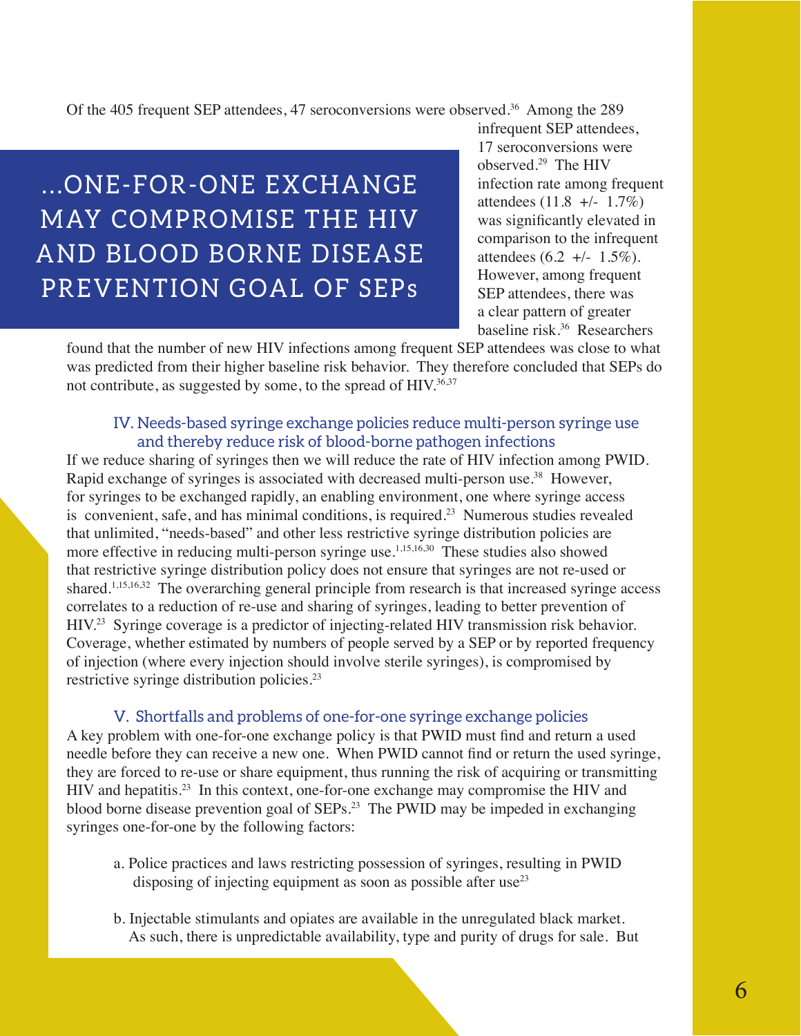Of the 405 frequent SEP attendees, 47 seroconversions were observed.[36] Among the 289 infrequent SEP attendees, 17 seroconversions were observed.[29] The HIV infection rate among frequent attendees (11.8 +/- 1.7%) was significantly elevated in comparison to the infrequent attendees (6.2 +/- 1.5%). However, among frequent SEP attendees, there was a clear pattern of greater baseline risk.[36] Researchers found that the number of new HIV infections among frequent SEP attendees was close to what was predicted from their higher baseline risk behavior. They therefore concluded that SEPs do not contribute, as suggested by some, to the spread of HIV.[36,37]

> **...ONE-FOR-ONE EXCHANGE MAY COMPROMISE THE HIV AND BLOOD BORNE DISEASE PREVENTION GOAL OF SEPs**

### IV. Needs-based syringe exchange policies reduce multi-person syringe use and thereby reduce risk of blood-borne pathogen infections

If we reduce sharing of syringes then we will reduce the rate of HIV infection among PWID. Rapid exchange of syringes is associated with decreased multi-person use.[38] However, for syringes to be exchanged rapidly, an enabling environment, one where syringe access is convenient, safe, and has minimal conditions, is required.[23] Numerous studies revealed that unlimited, "needs-based" and other less restrictive syringe distribution policies are more effective in reducing multi-person syringe use.[1,15,16,30] These studies also showed that restrictive syringe distribution policy does not ensure that syringes are not re-used or shared.[1,15,16,32] The overarching general principle from research is that increased syringe access correlates to a reduction of re-use and sharing of syringes, leading to better prevention of HIV.[23] Syringe coverage is a predictor of injecting-related HIV transmission risk behavior. Coverage, whether estimated by numbers of people served by a SEP or by reported frequency of injection (where every injection should involve sterile syringes), is compromised by restrictive syringe distribution policies.[23]

### V. Shortfalls and problems of one-for-one syringe exchange policies

A key problem with one-for-one exchange policy is that PWID must find and return a used needle before they can receive a new one. When PWID cannot find or return the used syringe, they are forced to re-use or share equipment, thus running the risk of acquiring or transmitting HIV and hepatitis.[23] In this context, one-for-one exchange may compromise the HIV and blood borne disease prevention goal of SEPs.[23] The PWID may be impeded in exchanging syringes one-for-one by the following factors:

a. Police practices and laws restricting possession of syringes, resulting in PWID disposing of injecting equipment as soon as possible after use[23]

b. Injectable stimulants and opiates are available in the unregulated black market. As such, there is unpredictable availability, type and purity of drugs for sale. But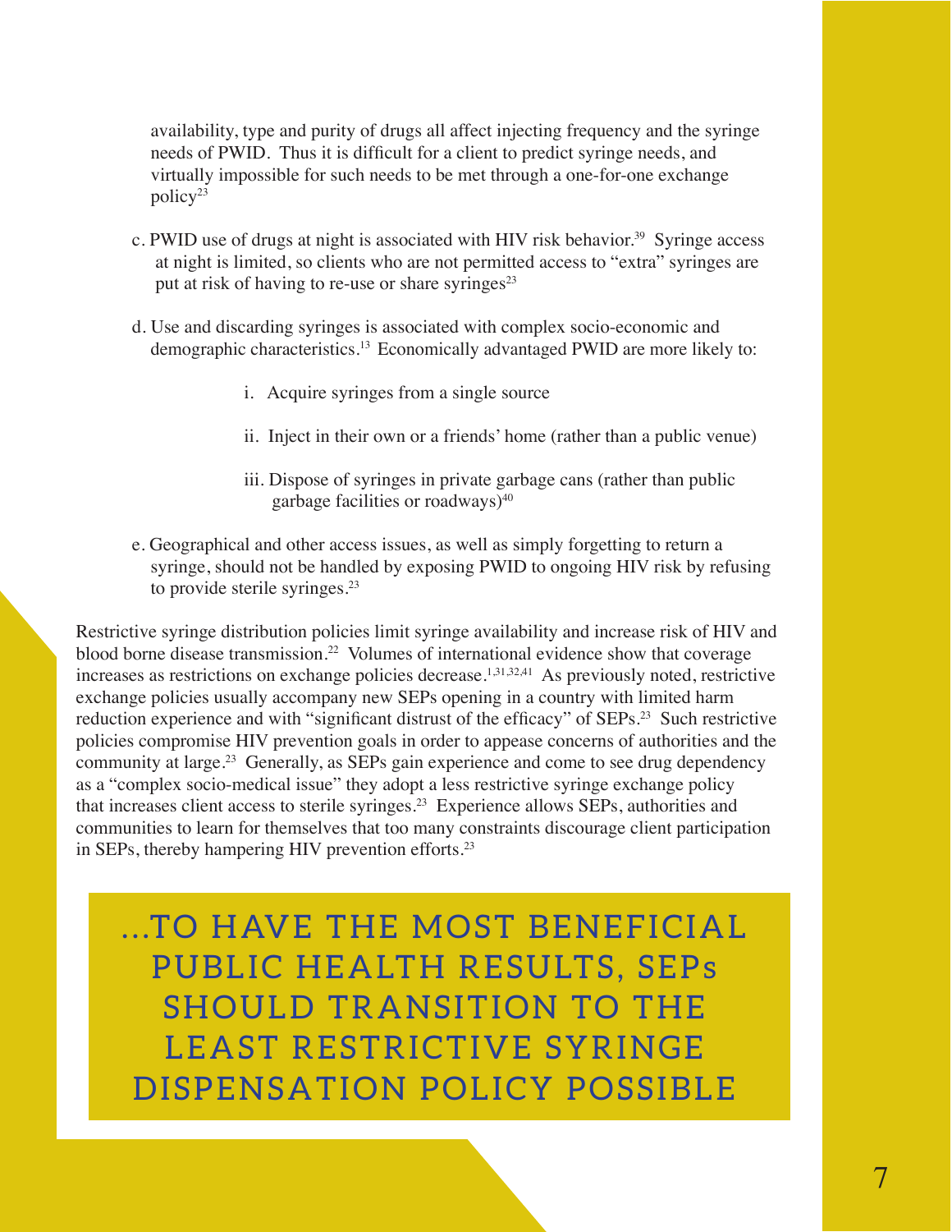availability, type and purity of drugs all affect injecting frequency and the syringe needs of PWID. Thus it is difficult for a client to predict syringe needs, and virtually impossible for such needs to be met through a one-for-one exchange policy[23]

c. PWID use of drugs at night is associated with HIV risk behavior.[39] Syringe access at night is limited, so clients who are not permitted access to "extra" syringes are put at risk of having to re-use or share syringes[23]

d. Use and discarding syringes is associated with complex socio-economic and demographic characteristics.[13] Economically advantaged PWID are more likely to:

   i. Acquire syringes from a single source

   ii. Inject in their own or a friends' home (rather than a public venue)

   iii. Dispose of syringes in private garbage cans (rather than public garbage facilities or roadways)[40]

e. Geographical and other access issues, as well as simply forgetting to return a syringe, should not be handled by exposing PWID to ongoing HIV risk by refusing to provide sterile syringes.[23]

Restrictive syringe distribution policies limit syringe availability and increase risk of HIV and blood borne disease transmission.[22] Volumes of international evidence show that coverage increases as restrictions on exchange policies decrease.[1,31,32,41] As previously noted, restrictive exchange policies usually accompany new SEPs opening in a country with limited harm reduction experience and with "significant distrust of the efficacy" of SEPs.[23] Such restrictive policies compromise HIV prevention goals in order to appease concerns of authorities and the community at large.[23] Generally, as SEPs gain experience and come to see drug dependency as a "complex socio-medical issue" they adopt a less restrictive syringe exchange policy that increases client access to sterile syringes.[23] Experience allows SEPs, authorities and communities to learn for themselves that too many constraints discourage client participation in SEPs, thereby hampering HIV prevention efforts.[23]

**...TO HAVE THE MOST BENEFICIAL PUBLIC HEALTH RESULTS, SEPs SHOULD TRANSITION TO THE LEAST RESTRICTIVE SYRINGE DISPENSATION POLICY POSSIBLE**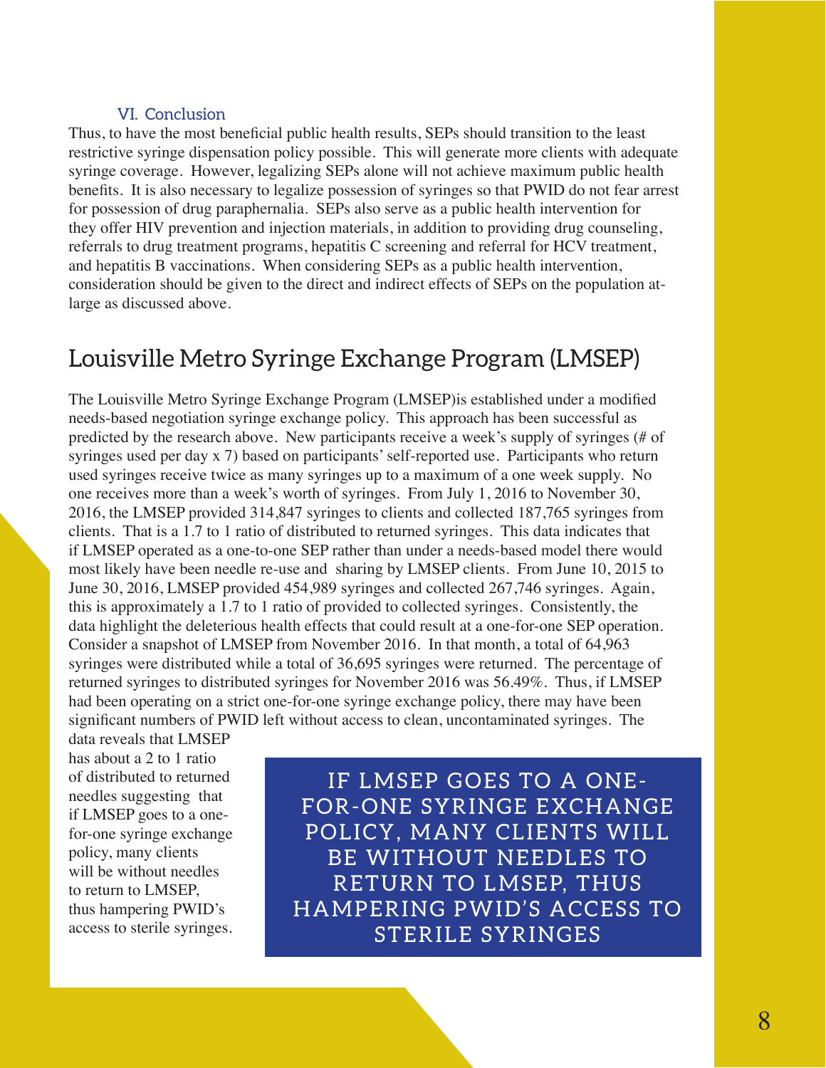### VI. Conclusion

Thus, to have the most beneficial public health results, SEPs should transition to the least restrictive syringe dispensation policy possible. This will generate more clients with adequate syringe coverage. However, legalizing SEPs alone will not achieve maximum public health benefits. It is also necessary to legalize possession of syringes so that PWID do not fear arrest for possession of drug paraphernalia. SEPs also serve as a public health intervention for they offer HIV prevention and injection materials, in addition to providing drug counseling, referrals to drug treatment programs, hepatitis C screening and referral for HCV treatment, and hepatitis B vaccinations. When considering SEPs as a public health intervention, consideration should be given to the direct and indirect effects of SEPs on the population at-large as discussed above.

## Louisville Metro Syringe Exchange Program (LMSEP)

The Louisville Metro Syringe Exchange Program (LMSEP)is established under a modified needs-based negotiation syringe exchange policy. This approach has been successful as predicted by the research above. New participants receive a week's supply of syringes (# of syringes used per day x 7) based on participants' self-reported use. Participants who return used syringes receive twice as many syringes up to a maximum of a one week supply. No one receives more than a week's worth of syringes. From July 1, 2016 to November 30, 2016, the LMSEP provided 314,847 syringes to clients and collected 187,765 syringes from clients. That is a 1.7 to 1 ratio of distributed to returned syringes. This data indicates that if LMSEP operated as a one-to-one SEP rather than under a needs-based model there would most likely have been needle re-use and sharing by LMSEP clients. From June 10, 2015 to June 30, 2016, LMSEP provided 454,989 syringes and collected 267,746 syringes. Again, this is approximately a 1.7 to 1 ratio of provided to collected syringes. Consistently, the data highlight the deleterious health effects that could result at a one-for-one SEP operation. Consider a snapshot of LMSEP from November 2016. In that month, a total of 64,963 syringes were distributed while a total of 36,695 syringes were returned. The percentage of returned syringes to distributed syringes for November 2016 was 56.49%. Thus, if LMSEP had been operating on a strict one-for-one syringe exchange policy, there may have been significant numbers of PWID left without access to clean, uncontaminated syringes. The data reveals that LMSEP has about a 2 to 1 ratio of distributed to returned needles suggesting that if LMSEP goes to a one-for-one syringe exchange policy, many clients will be without needles to return to LMSEP, thus hampering PWID's access to sterile syringes.

> **IF LMSEP GOES TO A ONE-FOR-ONE SYRINGE EXCHANGE POLICY, MANY CLIENTS WILL BE WITHOUT NEEDLES TO RETURN TO LMSEP, THUS HAMPERING PWID'S ACCESS TO STERILE SYRINGES**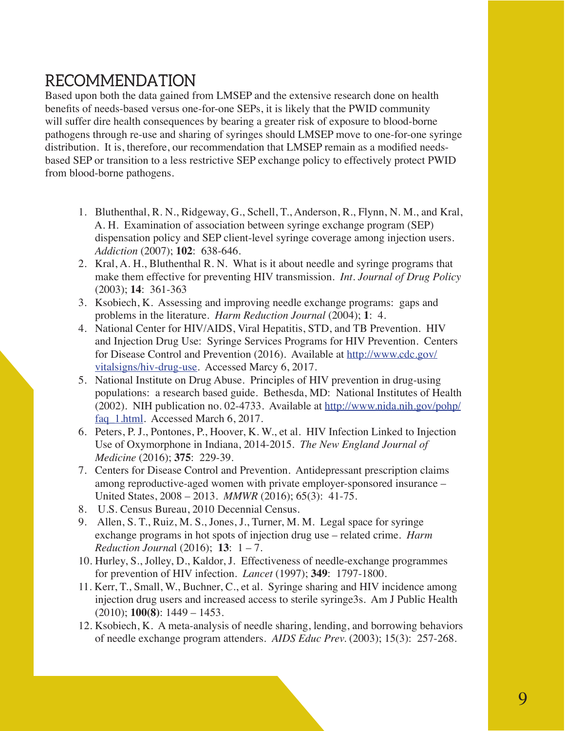# RECOMMENDATION

Based upon both the data gained from LMSEP and the extensive research done on health benefits of needs-based versus one-for-one SEPs, it is likely that the PWID community will suffer dire health consequences by bearing a greater risk of exposure to blood-borne pathogens through re-use and sharing of syringes should LMSEP move to one-for-one syringe distribution. It is, therefore, our recommendation that LMSEP remain as a modified needs-based SEP or transition to a less restrictive SEP exchange policy to effectively protect PWID from blood-borne pathogens.

1. Bluthenthal, R. N., Ridgeway, G., Schell, T., Anderson, R., Flynn, N. M., and Kral, A. H. Examination of association between syringe exchange program (SEP) dispensation policy and SEP client-level syringe coverage among injection users. *Addiction* (2007); **102**: 638-646.
2. Kral, A. H., Bluthenthal R. N. What is it about needle and syringe programs that make them effective for preventing HIV transmission. *Int. Journal of Drug Policy* (2003); **14**: 361-363
3. Ksobiech, K. Assessing and improving needle exchange programs: gaps and problems in the literature. *Harm Reduction Journal* (2004); **1**: 4.
4. National Center for HIV/AIDS, Viral Hepatitis, STD, and TB Prevention. HIV and Injection Drug Use: Syringe Services Programs for HIV Prevention. Centers for Disease Control and Prevention (2016). Available at [http://www.cdc.gov/vitalsigns/hiv-drug-use](http://www.cdc.gov/vitalsigns/hiv-drug-use). Accessed Marcy 6, 2017.
5. National Institute on Drug Abuse. Principles of HIV prevention in drug-using populations: a research based guide. Bethesda, MD: National Institutes of Health (2002). NIH publication no. 02-4733. Available at [http://www.nida.nih.gov/pohp/faq_1.html](http://www.nida.nih.gov/pohp/faq_1.html). Accessed March 6, 2017.
6. Peters, P. J., Pontones, P., Hoover, K. W., et al. HIV Infection Linked to Injection Use of Oxymorphone in Indiana, 2014-2015. *The New England Journal of Medicine* (2016); **375**: 229-39.
7. Centers for Disease Control and Prevention. Antidepressant prescription claims among reproductive-aged women with private employer-sponsored insurance – United States, 2008 – 2013. *MMWR* (2016); 65(3): 41-75.
8. U.S. Census Bureau, 2010 Decennial Census.
9. Allen, S. T., Ruiz, M. S., Jones, J., Turner, M. M. Legal space for syringe exchange programs in hot spots of injection drug use – related crime. *Harm Reduction Journa*l (2016); **13**: 1 – 7.
10. Hurley, S., Jolley, D., Kaldor, J. Effectiveness of needle-exchange programmes for prevention of HIV infection. *Lancet* (1997); **349**: 1797-1800.
11. Kerr, T., Small, W., Buchner, C., et al. Syringe sharing and HIV incidence among injection drug users and increased access to sterile syringe3s. Am J Public Health (2010); **100(8)**: 1449 – 1453.
12. Ksobiech, K. A meta-analysis of needle sharing, lending, and borrowing behaviors of needle exchange program attenders. *AIDS Educ Prev.* (2003); 15(3): 257-268.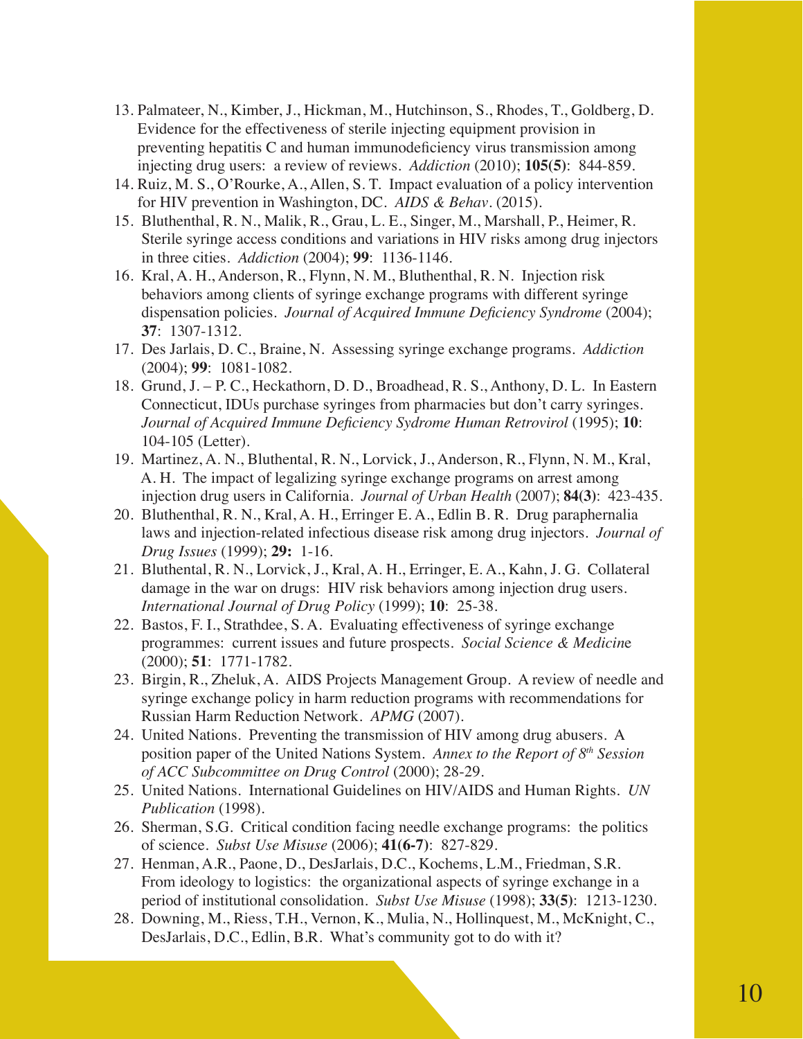13. Palmateer, N., Kimber, J., Hickman, M., Hutchinson, S., Rhodes, T., Goldberg, D. Evidence for the effectiveness of sterile injecting equipment provision in preventing hepatitis C and human immunodeficiency virus transmission among injecting drug users: a review of reviews. *Addiction* (2010); **105(5)**: 844-859.
14. Ruiz, M. S., O'Rourke, A., Allen, S. T. Impact evaluation of a policy intervention for HIV prevention in Washington, DC. *AIDS & Behav*. (2015).
15. Bluthenthal, R. N., Malik, R., Grau, L. E., Singer, M., Marshall, P., Heimer, R. Sterile syringe access conditions and variations in HIV risks among drug injectors in three cities. *Addiction* (2004); **99**: 1136-1146.
16. Kral, A. H., Anderson, R., Flynn, N. M., Bluthenthal, R. N. Injection risk behaviors among clients of syringe exchange programs with different syringe dispensation policies. *Journal of Acquired Immune Deficiency Syndrome* (2004); **37**: 1307-1312.
17. Des Jarlais, D. C., Braine, N. Assessing syringe exchange programs. *Addiction* (2004); **99**: 1081-1082.
18. Grund, J. – P. C., Heckathorn, D. D., Broadhead, R. S., Anthony, D. L. In Eastern Connecticut, IDUs purchase syringes from pharmacies but don't carry syringes. *Journal of Acquired Immune Deficiency Sydrome Human Retrovirol* (1995); **10**: 104-105 (Letter).
19. Martinez, A. N., Bluthental, R. N., Lorvick, J., Anderson, R., Flynn, N. M., Kral, A. H. The impact of legalizing syringe exchange programs on arrest among injection drug users in California. *Journal of Urban Health* (2007); **84(3)**: 423-435.
20. Bluthenthal, R. N., Kral, A. H., Erringer E. A., Edlin B. R. Drug paraphernalia laws and injection-related infectious disease risk among drug injectors. *Journal of Drug Issues* (1999); **29:** 1-16.
21. Bluthental, R. N., Lorvick, J., Kral, A. H., Erringer, E. A., Kahn, J. G. Collateral damage in the war on drugs: HIV risk behaviors among injection drug users. *International Journal of Drug Policy* (1999); **10**: 25-38.
22. Bastos, F. I., Strathdee, S. A. Evaluating effectiveness of syringe exchange programmes: current issues and future prospects. *Social Science & Medicine* (2000); **51**: 1771-1782.
23. Birgin, R., Zheluk, A. AIDS Projects Management Group. A review of needle and syringe exchange policy in harm reduction programs with recommendations for Russian Harm Reduction Network. *APMG* (2007).
24. United Nations. Preventing the transmission of HIV among drug abusers. A position paper of the United Nations System. *Annex to the Report of 8th Session of ACC Subcommittee on Drug Control* (2000); 28-29.
25. United Nations. International Guidelines on HIV/AIDS and Human Rights. *UN Publication* (1998).
26. Sherman, S.G. Critical condition facing needle exchange programs: the politics of science. *Subst Use Misuse* (2006); **41(6-7)**: 827-829.
27. Henman, A.R., Paone, D., DesJarlais, D.C., Kochems, L.M., Friedman, S.R. From ideology to logistics: the organizational aspects of syringe exchange in a period of institutional consolidation. *Subst Use Misuse* (1998); **33(5)**: 1213-1230.
28. Downing, M., Riess, T.H., Vernon, K., Mulia, N., Hollinquest, M., McKnight, C., DesJarlais, D.C., Edlin, B.R. What's community got to do with it?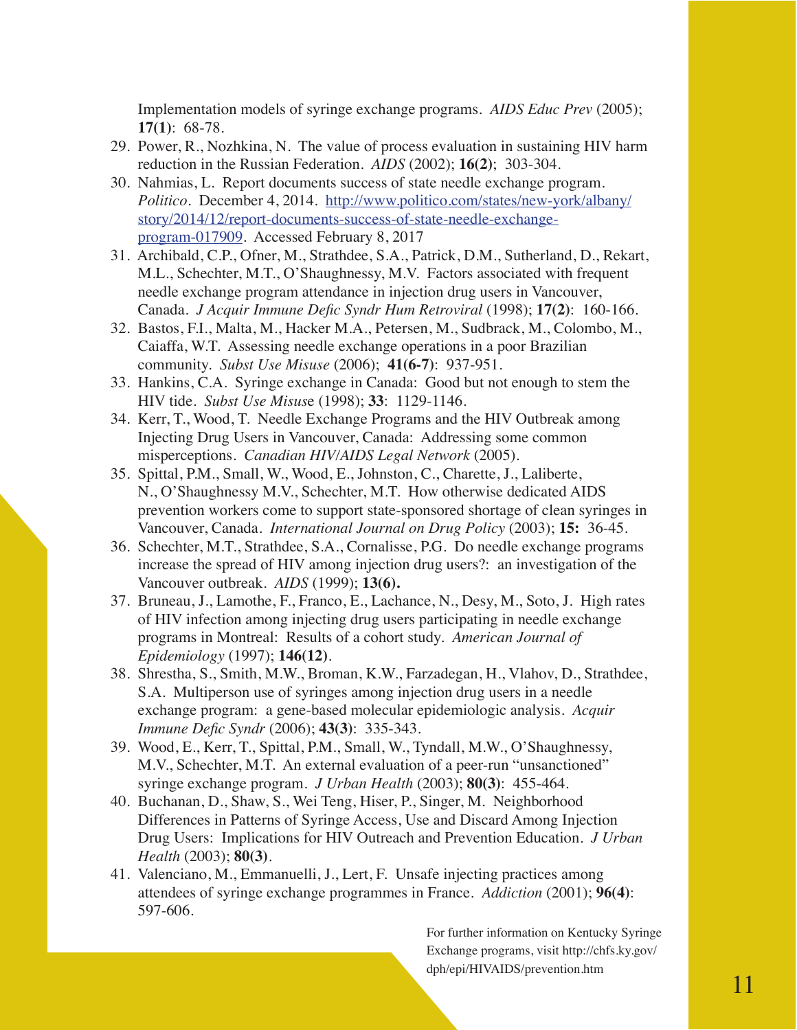Implementation models of syringe exchange programs. *AIDS Educ Prev* (2005); **17(1)**: 68-78.

29. Power, R., Nozhkina, N. The value of process evaluation in sustaining HIV harm reduction in the Russian Federation. *AIDS* (2002); **16(2)**; 303-304.
30. Nahmias, L. Report documents success of state needle exchange program. *Politico*. December 4, 2014. [http://www.politico.com/states/new-york/albany/story/2014/12/report-documents-success-of-state-needle-exchange-program-017909](http://www.politico.com/states/new-york/albany/story/2014/12/report-documents-success-of-state-needle-exchange-program-017909). Accessed February 8, 2017
31. Archibald, C.P., Ofner, M., Strathdee, S.A., Patrick, D.M., Sutherland, D., Rekart, M.L., Schechter, M.T., O'Shaughnessy, M.V. Factors associated with frequent needle exchange program attendance in injection drug users in Vancouver, Canada. *J Acquir Immune Defic Syndr Hum Retroviral* (1998); **17(2)**: 160-166.
32. Bastos, F.I., Malta, M., Hacker M.A., Petersen, M., Sudbrack, M., Colombo, M., Caiaffa, W.T. Assessing needle exchange operations in a poor Brazilian community. *Subst Use Misuse* (2006); **41(6-7)**: 937-951.
33. Hankins, C.A. Syringe exchange in Canada: Good but not enough to stem the HIV tide. *Subst Use Misuse* (1998); **33**: 1129-1146.
34. Kerr, T., Wood, T. Needle Exchange Programs and the HIV Outbreak among Injecting Drug Users in Vancouver, Canada: Addressing some common misperceptions. *Canadian HIV/AIDS Legal Network* (2005).
35. Spittal, P.M., Small, W., Wood, E., Johnston, C., Charette, J., Laliberte, N., O'Shaughnessy M.V., Schechter, M.T. How otherwise dedicated AIDS prevention workers come to support state-sponsored shortage of clean syringes in Vancouver, Canada. *International Journal on Drug Policy* (2003); **15:** 36-45.
36. Schechter, M.T., Strathdee, S.A., Cornalisse, P.G. Do needle exchange programs increase the spread of HIV among injection drug users?: an investigation of the Vancouver outbreak. *AIDS* (1999); **13(6).**
37. Bruneau, J., Lamothe, F., Franco, E., Lachance, N., Desy, M., Soto, J. High rates of HIV infection among injecting drug users participating in needle exchange programs in Montreal: Results of a cohort study. *American Journal of Epidemiology* (1997); **146(12)**.
38. Shrestha, S., Smith, M.W., Broman, K.W., Farzadegan, H., Vlahov, D., Strathdee, S.A. Multiperson use of syringes among injection drug users in a needle exchange program: a gene-based molecular epidemiologic analysis. *Acquir Immune Defic Syndr* (2006); **43(3)**: 335-343.
39. Wood, E., Kerr, T., Spittal, P.M., Small, W., Tyndall, M.W., O'Shaughnessy, M.V., Schechter, M.T. An external evaluation of a peer-run "unsanctioned" syringe exchange program. *J Urban Health* (2003); **80(3)**: 455-464.
40. Buchanan, D., Shaw, S., Wei Teng, Hiser, P., Singer, M. Neighborhood Differences in Patterns of Syringe Access, Use and Discard Among Injection Drug Users: Implications for HIV Outreach and Prevention Education. *J Urban Health* (2003); **80(3)**.
41. Valenciano, M., Emmanuelli, J., Lert, F. Unsafe injecting practices among attendees of syringe exchange programmes in France. *Addiction* (2001); **96(4)**: 597-606.

For further information on Kentucky Syringe Exchange programs, visit http://chfs.ky.gov/dph/epi/HIVAIDS/prevention.htm